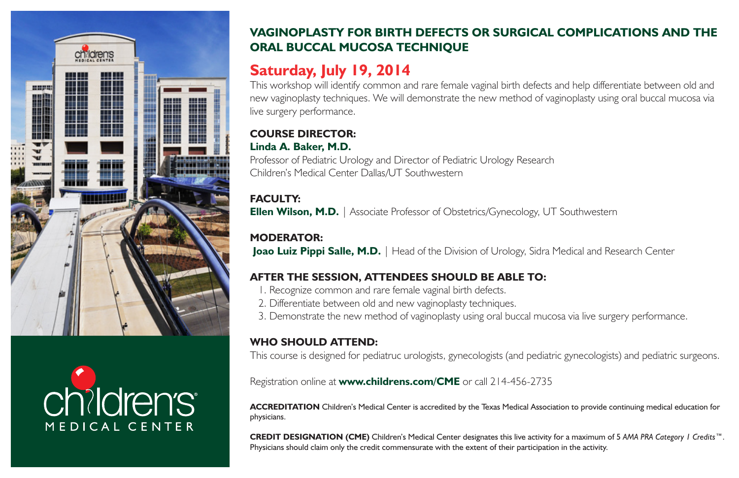# VAGINOPLASTY FOR BIRTH DEFECTS OR SURGICAL COMPLICATIONS AND THE ORAL BUCCAL MUCOSA TECHNIQUE

## Saturday, July 19, 2014

This workshop will identify common and rare female vaginal birth defects and help differentiate between old and new vaginoplasty techniques. We will demonstrate the new method of vaginoplasty using oral buccal mucosa via live surgery performance.

### COURSE DIRECTOR:

**Linda A. Baker, M.D.**
Professor of Pediatric Urology and Director of Pediatric Urology Research
Children's Medical Center Dallas/UT Southwestern

### FACULTY:

**Ellen Wilson, M.D.** | Associate Professor of Obstetrics/Gynecology, UT Southwestern

### MODERATOR:

**Joao Luiz Pippi Salle, M.D.** | Head of the Division of Urology, Sidra Medical and Research Center

### AFTER THE SESSION, ATTENDEES SHOULD BE ABLE TO:

1. Recognize common and rare female vaginal birth defects.
2. Differentiate between old and new vaginoplasty techniques.
3. Demonstrate the new method of vaginoplasty using oral buccal mucosa via live surgery performance.

### WHO SHOULD ATTEND:

This course is designed for pediatruc urologists, gynecologists (and pediatric gynecologists) and pediatric surgeons.

Registration online at **www.childrens.com/CME** or call 214-456-2735

**ACCREDITATION** Children's Medical Center is accredited by the Texas Medical Association to provide continuing medical education for physicians.

**CREDIT DESIGNATION (CME)** Children's Medical Center designates this live activity for a maximum of 5 *AMA PRA Category 1 Credits™*. Physicians should claim only the credit commensurate with the extent of their participation in the activity.

children's MEDICAL CENTER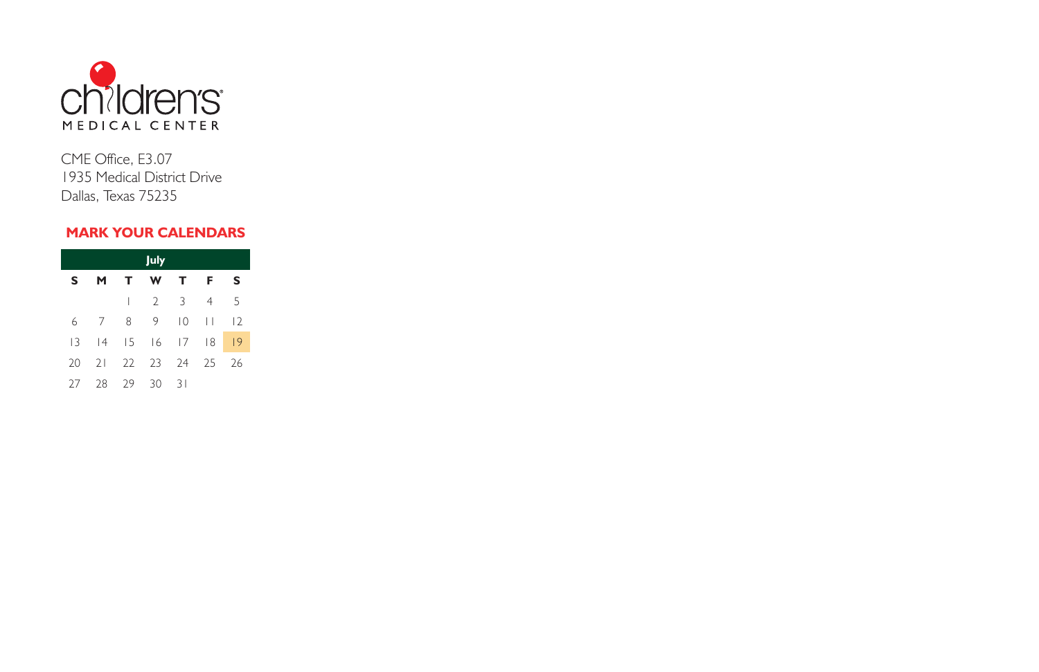children's MEDICAL CENTER

CME Office, E3.07
1935 Medical District Drive
Dallas, Texas 75235

## MARK YOUR CALENDARS

| July | | | | | | |
|---|---|---|---|---|---|---|
| **S** | **M** | **T** | **W** | **T** | **F** | **S** |
| | | 1 | 2 | 3 | 4 | 5 |
| 6 | 7 | 8 | 9 | 10 | 11 | 12 |
| 13 | 14 | 15 | 16 | 17 | 18 | 19 |
| 20 | 21 | 22 | 23 | 24 | 25 | 26 |
| 27 | 28 | 29 | 30 | 31 | | |